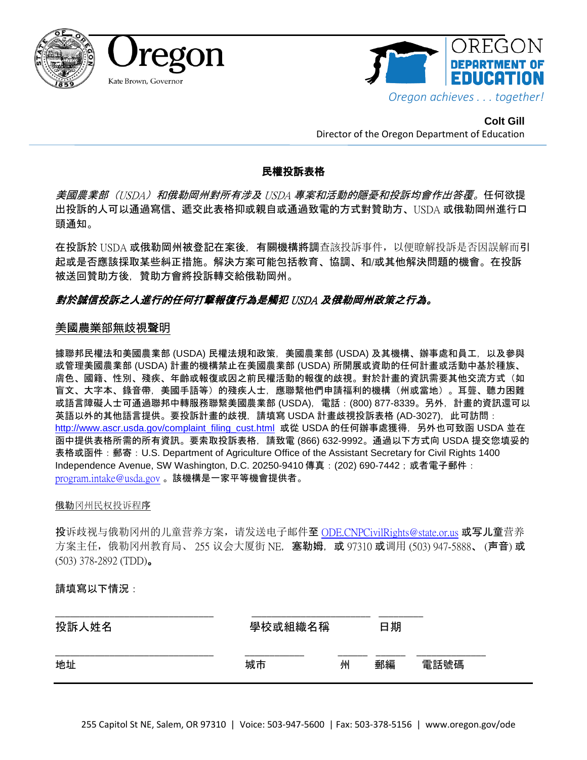Oregon

Kate Brown, Governor

OREGON DEPARTMENT OF EDUCATION

*Oregon achieves . . . together!*

**Colt Gill**
Director of the Oregon Department of Education

**民權投訴表格**

*美國農業部（USDA）和俄勒岡州對所有涉及 USDA 專案和活動的隱憂和投訴均會作出答覆。*任何欲提出投訴的人可以通過寫信、遞交此表格抑或親自或通過致電的方式對贊助方、USDA 或俄勒岡州進行口頭通知。

在投訴於 USDA 或俄勒岡州被登記在案後，有關機構將調查該投訴事件，以便瞭解投訴是否因誤解而引起或是否應該採取某些糾正措施。解決方案可能包括教育、協調、和/或其他解決問題的機會。在投訴被送回贊助方後，贊助方會將投訴轉交給俄勒岡州。

***對於誠信投訴之人進行的任何打擊報復行為是觸犯 USDA 及俄勒岡州政策之行為。***

美國農業部無歧視聲明

據聯邦民權法和美國農業部 (USDA) 民權法規和政策，美國農業部 (USDA) 及其機構、辦事處和員工，以及參與或管理美國農業部 (USDA) 計畫的機構禁止在美國農業部 (USDA) 所開展或資助的任何計畫或活動中基於種族、膚色、國籍、性別、殘疾、年齡或報復或因之前民權活動的報復的歧視。對於計畫的資訊需要其他交流方式（如盲文、大字本、錄音帶，美國手語等）的殘疾人士，應聯繫他們申請福利的機構（州或當地）。耳聾、聽力困難或語言障礙人士可通過聯邦中轉服務聯繫美國農業部 (USDA)，電話：(800) 877-8339。另外，計畫的資訊還可以英語以外的其他語言提供。要投訴計畫的歧視，請填寫 USDA 計畫歧視投訴表格 (AD-3027)，此可訪問：http://www.ascr.usda.gov/complaint_filing_cust.html 或從 USDA 的任何辦事處獲得，另外也可致函 USDA 並在函中提供表格所需的所有資訊。要索取投訴表格，請致電 (866) 632-9992。通過以下方式向 USDA 提交您填妥的表格或函件：郵寄：U.S. Department of Agriculture Office of the Assistant Secretary for Civil Rights 1400 Independence Avenue, SW Washington, D.C. 20250-9410 傳真：(202) 690-7442；或者電子郵件：program.intake@usda.gov 。該機構是一家平等機會提供者。

俄勒冈州民权投诉程序

投诉歧视与俄勒冈州的儿童营养方案，请发送电子邮件至 ODE.CNPCivilRights@state.or.us 或写儿童营养方案主任，俄勒冈州教育局、 255 议会大厦街 NE，塞勒姆，或 97310 或调用 (503) 947-5888、 (声音) 或 (503) 378-2892 (TDD)。

請填寫以下情況：

| 投訴人姓名 | 學校或組織名稱 | 日期 | | |
|---|---|---|---|---|
| 地址 | 城市 | 州 | 郵編 | 電話號碼 |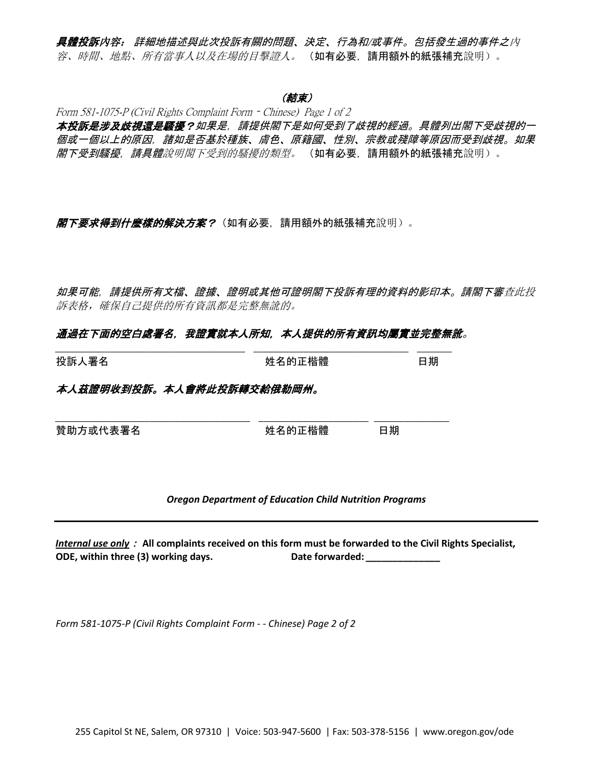***具體投訴**內容：詳細地描述與此次投訴有關的問題、決定、行為和/或事件。包括發生過的事件之內容、時間、地點、所有當事人以及在場的目擊證人。* （**如有必要，請用額外的紙張補充**說明）。

***（結束）***

*Form 581-1075-P (Civil Rights Complaint Form - Chinese) Page 1 of 2*

***本投訴是涉及歧視還是騷擾？**如果是，請提供閣下是如何受到了歧視的經過。具體列出閣下受歧視的一個或一個以上的原因，諸如是否基於種族、膚色、原籍國、性別、宗教或殘障等原因而受到歧視。如果閣下受到騷擾，請具體說明閣下受到的騷擾的類型。* （**如有必要，請用額外的紙張補充**說明）。

***閣下要求得到什麼樣的解決方案？***（如有必要，請用額外的紙張補充說明）。

*如果可能，請提供所有文檔、證據、證明或其他可證明閣下投訴有理的資料的影印本。請閣下審查此投訴表格，確保自己提供的所有資訊都是完整無訛的。*

***通過在下面的空白處署名，我證實就本人所知，本人提供的所有資訊均屬實並完整無訛。***

_______________________________________ _______________________________ _______

投訴人署名　　　　　　　　　　　　姓名的正楷體　　　　　　　　日期

***本人茲證明收到投訴。本人會將此投訴轉交給俄勒岡州。***

_______________________________________ ______________________ _______________

贊助方或代表署名　　　　　　　　　姓名的正楷體　　　　日期

***Oregon Department of Education Child Nutrition Programs***

***<u>Internal use only</u>*：All complaints received on this form must be forwarded to the Civil Rights Specialist, ODE, within three (3) working days.　　　　Date forwarded: _______________**

*Form 581-1075-P (Civil Rights Complaint Form - - Chinese) Page 2 of 2*

255 Capitol St NE, Salem, OR 97310 | Voice: 503-947-5600 | Fax: 503-378-5156 | www.oregon.gov/ode